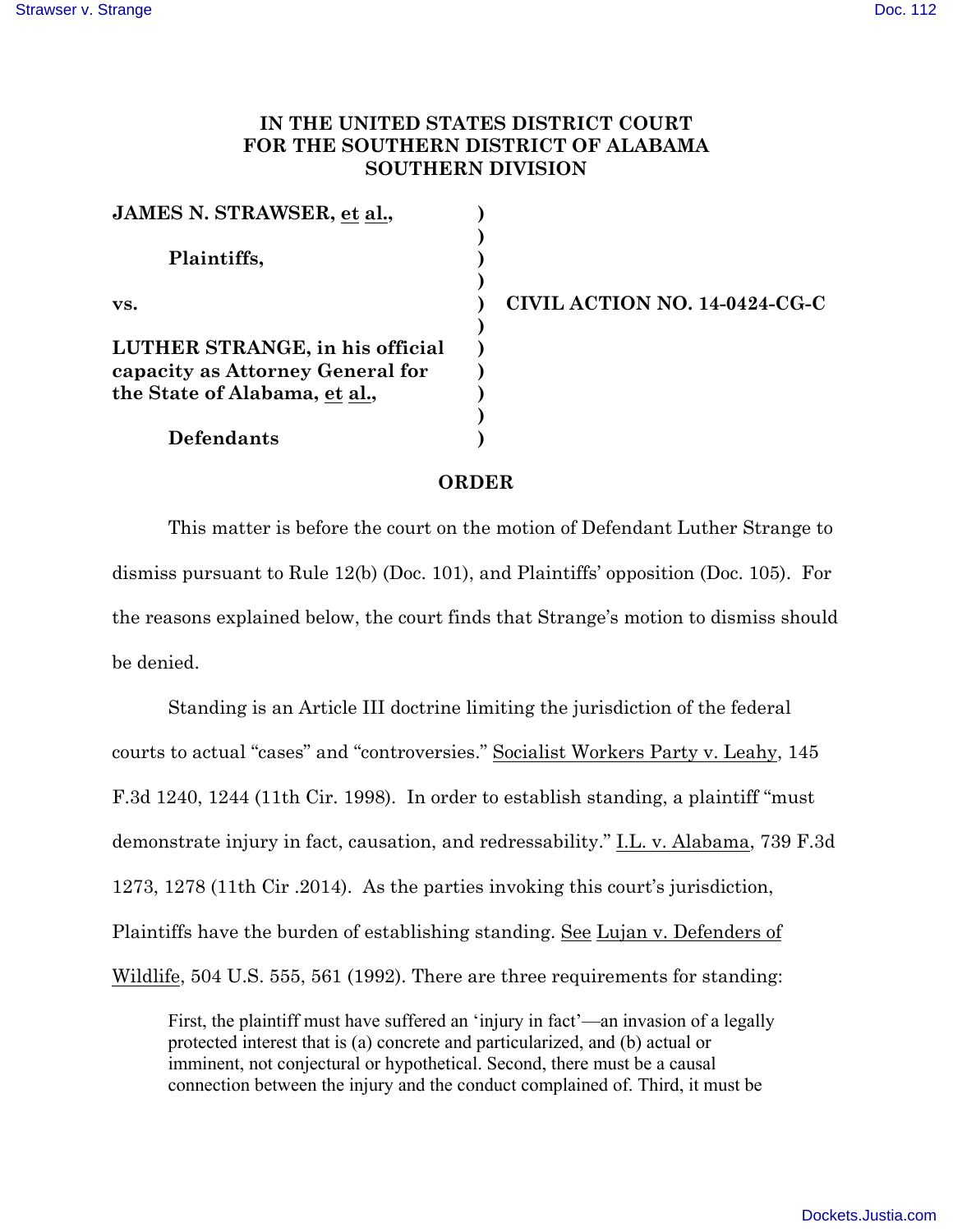# IN THE UNITED STATES DISTRICT COURT FOR THE SOUTHERN DISTRICT OF ALABAMA SOUTHERN DIVISION

| | | |
|---|---|---|
| **JAMES N. STRAWSER, et al.,** | ) | |
| | ) | |
| **Plaintiffs,** | ) | |
| | ) | |
| **vs.** | ) | **CIVIL ACTION NO. 14-0424-CG-C** |
| | ) | |
| **LUTHER STRANGE, in his official capacity as Attorney General for the State of Alabama, et al.,** | ) | |
| | ) | |
| **Defendants** | ) | |

## ORDER

This matter is before the court on the motion of Defendant Luther Strange to dismiss pursuant to Rule 12(b) (Doc. 101), and Plaintiffs' opposition (Doc. 105). For the reasons explained below, the court finds that Strange's motion to dismiss should be denied.

Standing is an Article III doctrine limiting the jurisdiction of the federal courts to actual "cases" and "controversies." Socialist Workers Party v. Leahy, 145 F.3d 1240, 1244 (11th Cir. 1998). In order to establish standing, a plaintiff "must demonstrate injury in fact, causation, and redressability." I.L. v. Alabama, 739 F.3d 1273, 1278 (11th Cir .2014). As the parties invoking this court's jurisdiction, Plaintiffs have the burden of establishing standing. See Lujan v. Defenders of Wildlife, 504 U.S. 555, 561 (1992). There are three requirements for standing:

> First, the plaintiff must have suffered an 'injury in fact'—an invasion of a legally protected interest that is (a) concrete and particularized, and (b) actual or imminent, not conjectural or hypothetical. Second, there must be a causal connection between the injury and the conduct complained of. Third, it must be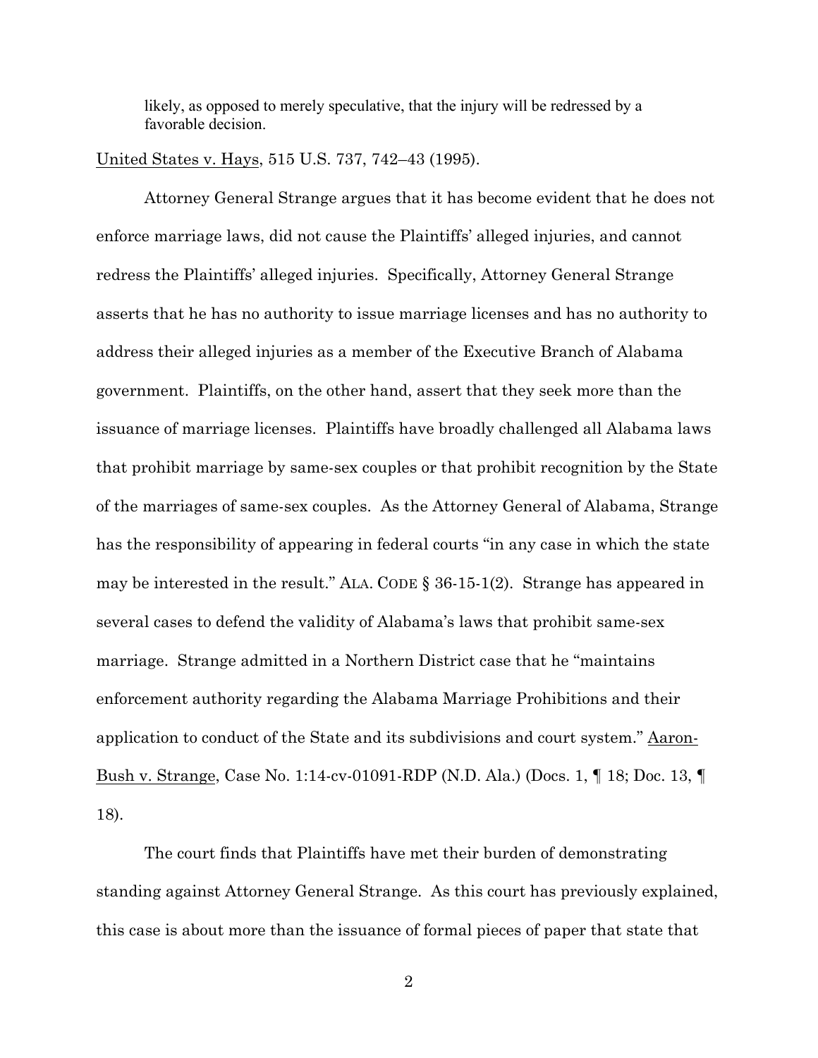> likely, as opposed to merely speculative, that the injury will be redressed by a favorable decision.

United States v. Hays, 515 U.S. 737, 742–43 (1995).

Attorney General Strange argues that it has become evident that he does not enforce marriage laws, did not cause the Plaintiffs' alleged injuries, and cannot redress the Plaintiffs' alleged injuries. Specifically, Attorney General Strange asserts that he has no authority to issue marriage licenses and has no authority to address their alleged injuries as a member of the Executive Branch of Alabama government. Plaintiffs, on the other hand, assert that they seek more than the issuance of marriage licenses. Plaintiffs have broadly challenged all Alabama laws that prohibit marriage by same-sex couples or that prohibit recognition by the State of the marriages of same-sex couples. As the Attorney General of Alabama, Strange has the responsibility of appearing in federal courts "in any case in which the state may be interested in the result." ALA. CODE § 36-15-1(2). Strange has appeared in several cases to defend the validity of Alabama's laws that prohibit same-sex marriage. Strange admitted in a Northern District case that he "maintains enforcement authority regarding the Alabama Marriage Prohibitions and their application to conduct of the State and its subdivisions and court system." Aaron-Bush v. Strange, Case No. 1:14-cv-01091-RDP (N.D. Ala.) (Docs. 1, ¶ 18; Doc. 13, ¶ 18).

The court finds that Plaintiffs have met their burden of demonstrating standing against Attorney General Strange. As this court has previously explained, this case is about more than the issuance of formal pieces of paper that state that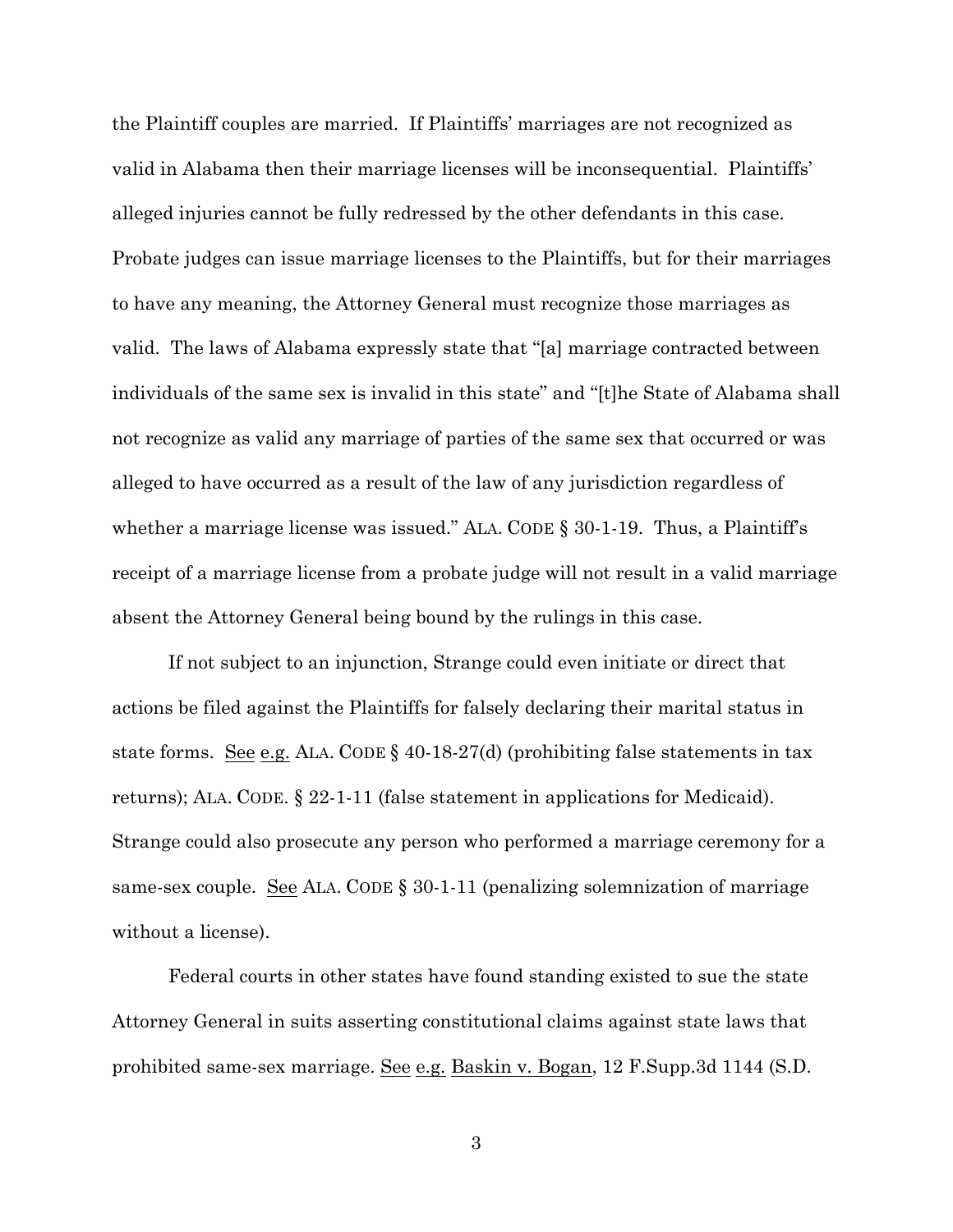the Plaintiff couples are married. If Plaintiffs' marriages are not recognized as valid in Alabama then their marriage licenses will be inconsequential. Plaintiffs' alleged injuries cannot be fully redressed by the other defendants in this case. Probate judges can issue marriage licenses to the Plaintiffs, but for their marriages to have any meaning, the Attorney General must recognize those marriages as valid. The laws of Alabama expressly state that "[a] marriage contracted between individuals of the same sex is invalid in this state" and "[t]he State of Alabama shall not recognize as valid any marriage of parties of the same sex that occurred or was alleged to have occurred as a result of the law of any jurisdiction regardless of whether a marriage license was issued." ALA. CODE § 30-1-19. Thus, a Plaintiff's receipt of a marriage license from a probate judge will not result in a valid marriage absent the Attorney General being bound by the rulings in this case.

If not subject to an injunction, Strange could even initiate or direct that actions be filed against the Plaintiffs for falsely declaring their marital status in state forms. See e.g. ALA. CODE § 40-18-27(d) (prohibiting false statements in tax returns); ALA. CODE. § 22-1-11 (false statement in applications for Medicaid). Strange could also prosecute any person who performed a marriage ceremony for a same-sex couple. See ALA. CODE § 30-1-11 (penalizing solemnization of marriage without a license).

Federal courts in other states have found standing existed to sue the state Attorney General in suits asserting constitutional claims against state laws that prohibited same-sex marriage. See e.g. Baskin v. Bogan, 12 F.Supp.3d 1144 (S.D.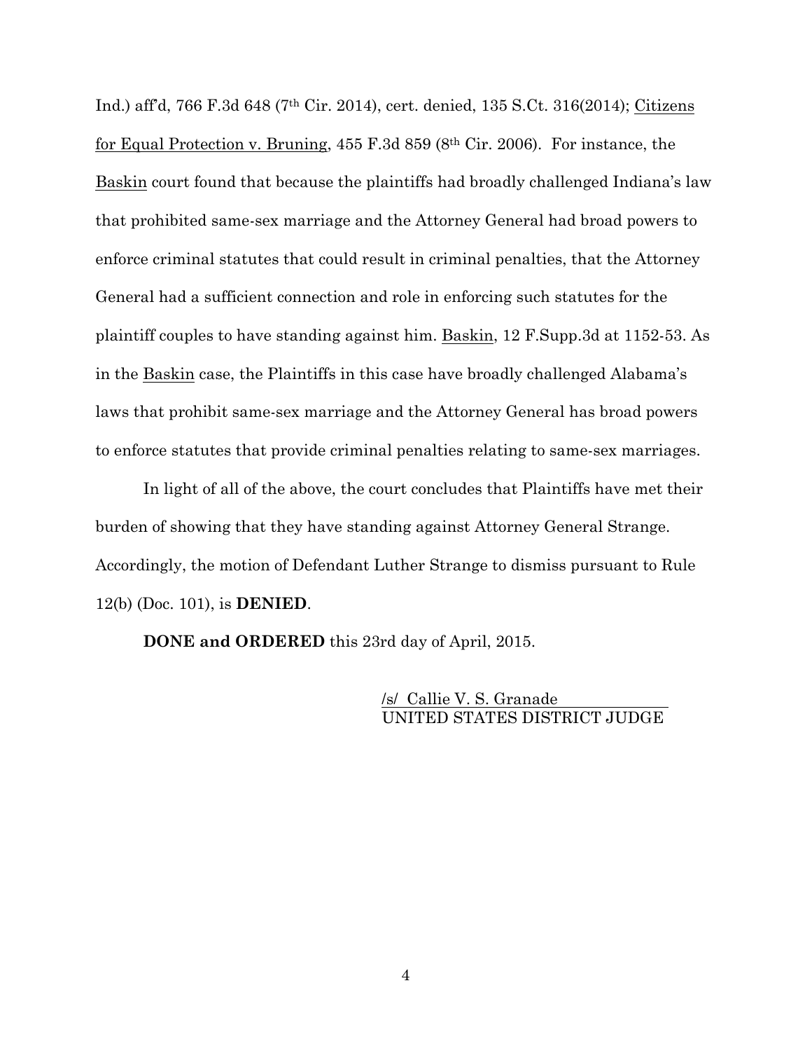Ind.) aff'd, 766 F.3d 648 (7th Cir. 2014), cert. denied, 135 S.Ct. 316(2014); Citizens for Equal Protection v. Bruning, 455 F.3d 859 (8th Cir. 2006). For instance, the Baskin court found that because the plaintiffs had broadly challenged Indiana's law that prohibited same-sex marriage and the Attorney General had broad powers to enforce criminal statutes that could result in criminal penalties, that the Attorney General had a sufficient connection and role in enforcing such statutes for the plaintiff couples to have standing against him. Baskin, 12 F.Supp.3d at 1152-53. As in the Baskin case, the Plaintiffs in this case have broadly challenged Alabama's laws that prohibit same-sex marriage and the Attorney General has broad powers to enforce statutes that provide criminal penalties relating to same-sex marriages.

In light of all of the above, the court concludes that Plaintiffs have met their burden of showing that they have standing against Attorney General Strange. Accordingly, the motion of Defendant Luther Strange to dismiss pursuant to Rule 12(b) (Doc. 101), is **DENIED**.

**DONE and ORDERED** this 23rd day of April, 2015.

/s/ Callie V. S. Granade
UNITED STATES DISTRICT JUDGE